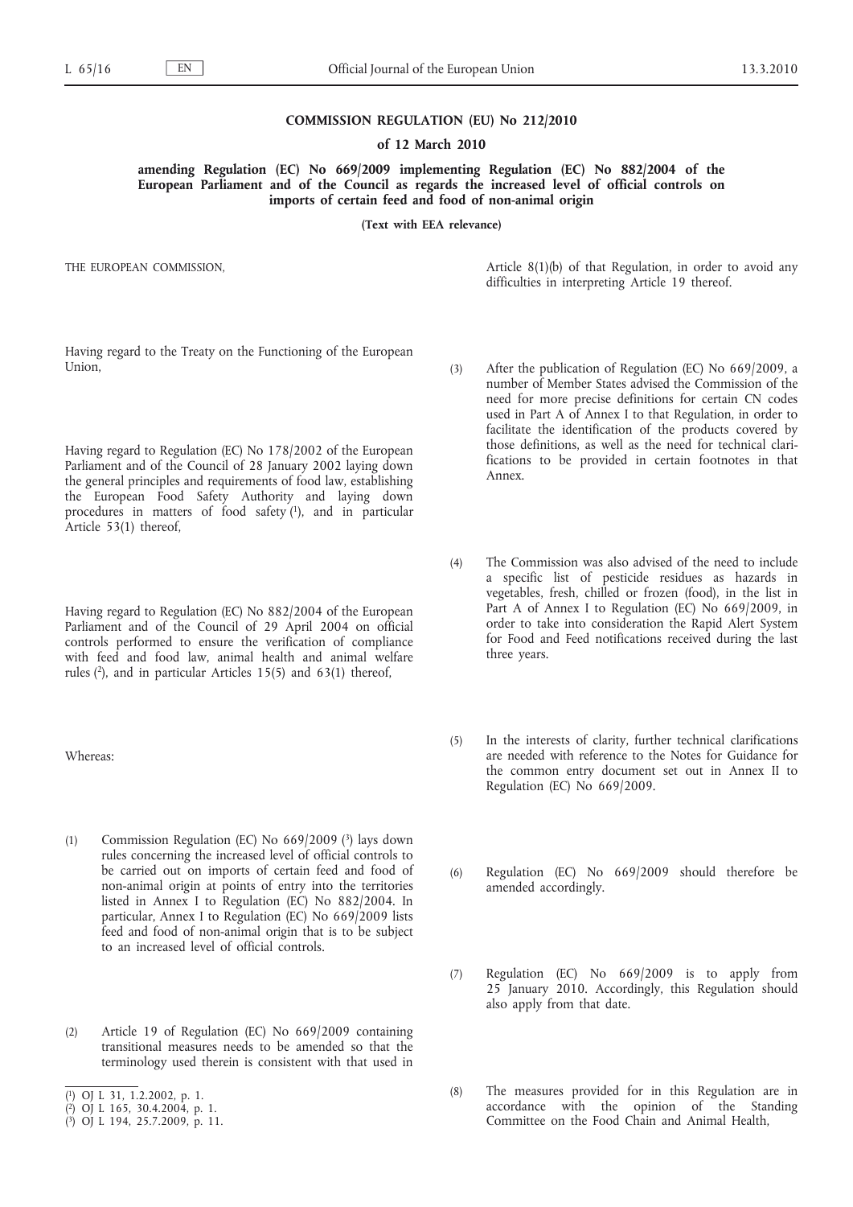# COMMISSION REGULATION (EU) No 212/2010

## of 12 March 2010

## amending Regulation (EC) No 669/2009 implementing Regulation (EC) No 882/2004 of the European Parliament and of the Council as regards the increased level of official controls on imports of certain feed and food of non-animal origin

**(Text with EEA relevance)**

THE EUROPEAN COMMISSION,

Having regard to the Treaty on the Functioning of the European Union,

Having regard to Regulation (EC) No 178/2002 of the European Parliament and of the Council of 28 January 2002 laying down the general principles and requirements of food law, establishing the European Food Safety Authority and laying down procedures in matters of food safety [1], and in particular Article 53(1) thereof,

Having regard to Regulation (EC) No 882/2004 of the European Parliament and of the Council of 29 April 2004 on official controls performed to ensure the verification of compliance with feed and food law, animal health and animal welfare rules [2], and in particular Articles 15(5) and 63(1) thereof,

Whereas:

(1) Commission Regulation (EC) No 669/2009 [3] lays down rules concerning the increased level of official controls to be carried out on imports of certain feed and food of non-animal origin at points of entry into the territories listed in Annex I to Regulation (EC) No 882/2004. In particular, Annex I to Regulation (EC) No 669/2009 lists feed and food of non-animal origin that is to be subject to an increased level of official controls.

(2) Article 19 of Regulation (EC) No 669/2009 containing transitional measures needs to be amended so that the terminology used therein is consistent with that used in Article 8(1)(b) of that Regulation, in order to avoid any difficulties in interpreting Article 19 thereof.

(3) After the publication of Regulation (EC) No 669/2009, a number of Member States advised the Commission of the need for more precise definitions for certain CN codes used in Part A of Annex I to that Regulation, in order to facilitate the identification of the products covered by those definitions, as well as the need for technical clarifications to be provided in certain footnotes in that Annex.

(4) The Commission was also advised of the need to include a specific list of pesticide residues as hazards in vegetables, fresh, chilled or frozen (food), in the list in Part A of Annex I to Regulation (EC) No 669/2009, in order to take into consideration the Rapid Alert System for Food and Feed notifications received during the last three years.

(5) In the interests of clarity, further technical clarifications are needed with reference to the Notes for Guidance for the common entry document set out in Annex II to Regulation (EC) No 669/2009.

(6) Regulation (EC) No 669/2009 should therefore be amended accordingly.

(7) Regulation (EC) No 669/2009 is to apply from 25 January 2010. Accordingly, this Regulation should also apply from that date.

(8) The measures provided for in this Regulation are in accordance with the opinion of the Standing Committee on the Food Chain and Animal Health,

---

[1] OJ L 31, 1.2.2002, p. 1.

[2] OJ L 165, 30.4.2004, p. 1.

[3] OJ L 194, 25.7.2009, p. 11.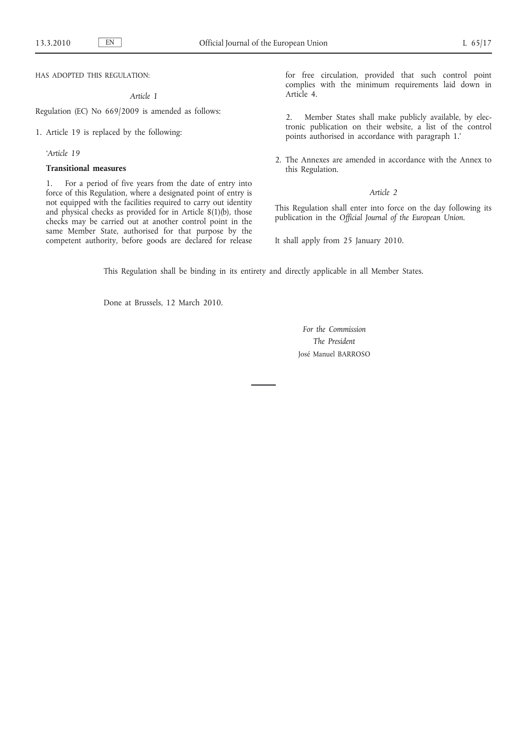HAS ADOPTED THIS REGULATION:

*Article 1*

Regulation (EC) No 669/2009 is amended as follows:

1. Article 19 is replaced by the following:

‘*Article 19*

**Transitional measures**

1. For a period of five years from the date of entry into force of this Regulation, where a designated point of entry is not equipped with the facilities required to carry out identity and physical checks as provided for in Article 8(1)(b), those checks may be carried out at another control point in the same Member State, authorised for that purpose by the competent authority, before goods are declared for release for free circulation, provided that such control point complies with the minimum requirements laid down in Article 4.

2. Member States shall make publicly available, by electronic publication on their website, a list of the control points authorised in accordance with paragraph 1.’

2. The Annexes are amended in accordance with the Annex to this Regulation.

*Article 2*

This Regulation shall enter into force on the day following its publication in the *Official Journal of the European Union*.

It shall apply from 25 January 2010.

This Regulation shall be binding in its entirety and directly applicable in all Member States.

Done at Brussels, 12 March 2010.

*For the Commission*

*The President*

José Manuel BARROSO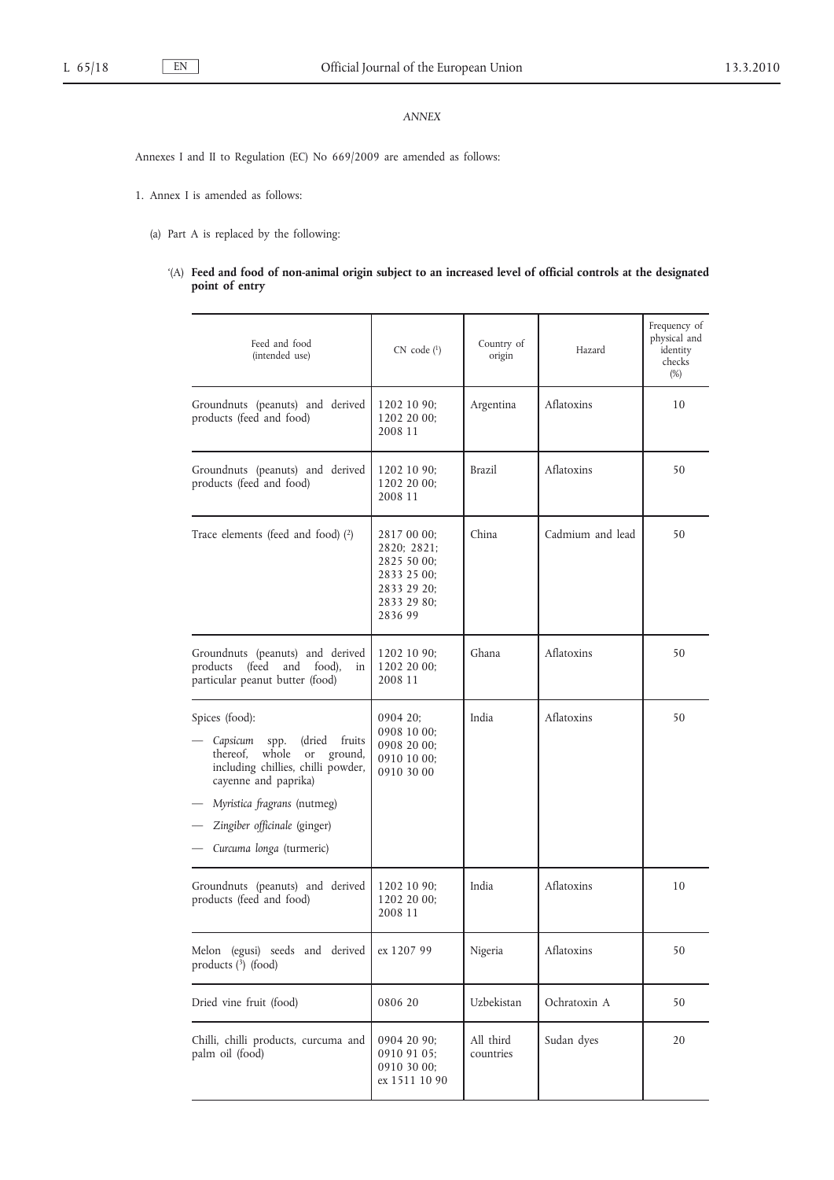*ANNEX*

Annexes I and II to Regulation (EC) No 669/2009 are amended as follows:

1. Annex I is amended as follows:

   (a) Part A is replaced by the following:

‘(A) **Feed and food of non-animal origin subject to an increased level of official controls at the designated point of entry**

| Feed and food (intended use) | CN code [1] | Country of origin | Hazard | Frequency of physical and identity checks (%) |
|---|---|---|---|---|
| Groundnuts (peanuts) and derived products (feed and food) | 1202 10 90; 1202 20 00; 2008 11 | Argentina | Aflatoxins | 10 |
| Groundnuts (peanuts) and derived products (feed and food) | 1202 10 90; 1202 20 00; 2008 11 | Brazil | Aflatoxins | 50 |
| Trace elements (feed and food) [2] | 2817 00 00; 2820; 2821; 2825 50 00; 2833 25 00; 2833 29 20; 2833 29 80; 2836 99 | China | Cadmium and lead | 50 |
| Groundnuts (peanuts) and derived products (feed and food), in particular peanut butter (food) | 1202 10 90; 1202 20 00; 2008 11 | Ghana | Aflatoxins | 50 |
| Spices (food):<br>— *Capsicum* spp. (dried fruits thereof, whole or ground, including chillies, chilli powder, cayenne and paprika)<br>— *Myristica fragrans* (nutmeg)<br>— *Zingiber officinale* (ginger)<br>— *Curcuma longa* (turmeric) | 0904 20; 0908 10 00; 0908 20 00; 0910 10 00; 0910 30 00 | India | Aflatoxins | 50 |
| Groundnuts (peanuts) and derived products (feed and food) | 1202 10 90; 1202 20 00; 2008 11 | India | Aflatoxins | 10 |
| Melon (egusi) seeds and derived products [3] (food) | ex 1207 99 | Nigeria | Aflatoxins | 50 |
| Dried vine fruit (food) | 0806 20 | Uzbekistan | Ochratoxin A | 50 |
| Chilli, chilli products, curcuma and palm oil (food) | 0904 20 90; 0910 91 05; 0910 30 00; ex 1511 10 90 | All third countries | Sudan dyes | 20 |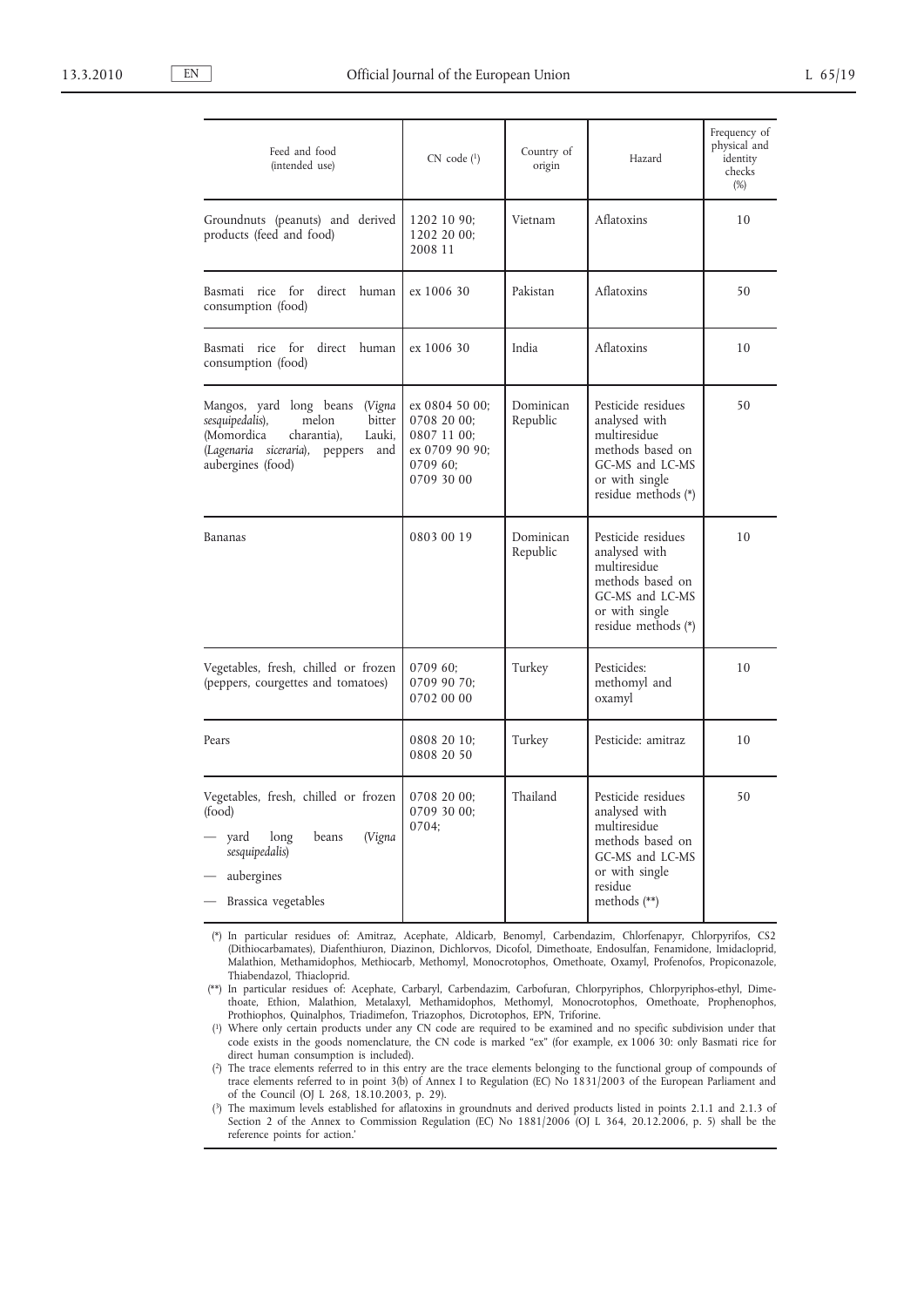| Feed and food (intended use) | CN code (1) | Country of origin | Hazard | Frequency of physical and identity checks (%) |
|---|---|---|---|---|
| Groundnuts (peanuts) and derived products (feed and food) | 1202 10 90; 1202 20 00; 2008 11 | Vietnam | Aflatoxins | 10 |
| Basmati rice for direct human consumption (food) | ex 1006 30 | Pakistan | Aflatoxins | 50 |
| Basmati rice for direct human consumption (food) | ex 1006 30 | India | Aflatoxins | 10 |
| Mangos, yard long beans (*Vigna sesquipedalis*), bitter melon (Momordica charantia), Lauki, (*Lagenaria siceraria*), peppers and aubergines (food) | ex 0804 50 00; 0708 20 00; 0807 11 00; ex 0709 90 90; 0709 60; 0709 30 00 | Dominican Republic | Pesticide residues analysed with multiresidue methods based on GC-MS and LC-MS or with single residue methods (*) | 50 |
| Bananas | 0803 00 19 | Dominican Republic | Pesticide residues analysed with multiresidue methods based on GC-MS and LC-MS or with single residue methods (*) | 10 |
| Vegetables, fresh, chilled or frozen (peppers, courgettes and tomatoes) | 0709 60; 0709 90 70; 0702 00 00 | Turkey | Pesticides: methomyl and oxamyl | 10 |
| Pears | 0808 20 10; 0808 20 50 | Turkey | Pesticide: amitraz | 10 |
| Vegetables, fresh, chilled or frozen (food)<br>— yard long beans (*Vigna sesquipedalis*)<br>— aubergines<br>— Brassica vegetables | 0708 20 00; 0709 30 00; 0704; | Thailand | Pesticide residues analysed with multiresidue methods based on GC-MS and LC-MS or with single residue methods (**) | 50 |

(*) In particular residues of: Amitraz, Acephate, Aldicarb, Benomyl, Carbendazim, Chlorfenapyr, Chlorpyrifos, CS2 (Dithiocarbamates), Diafenthiuron, Diazinon, Dichlorvos, Dicofol, Dimethoate, Endosulfan, Fenamidone, Imidacloprid, Malathion, Methamidophos, Methiocarb, Methomyl, Monocrotophos, Omethoate, Oxamyl, Profenofos, Propiconazole, Thiabendazol, Thiacloprid.

(**) In particular residues of: Acephate, Carbaryl, Carbendazim, Carbofuran, Chlorpyriphos, Chlorpyriphos-ethyl, Dimethoate, Ethion, Malathion, Metalaxyl, Methamidophos, Methomyl, Monocrotophos, Omethoate, Prophenophos, Prothiophos, Quinalphos, Triadimefon, Triazophos, Dicrotophos, EPN, Triforine.

(1) Where only certain products under any CN code are required to be examined and no specific subdivision under that code exists in the goods nomenclature, the CN code is marked "ex" (for example, ex 1006 30: only Basmati rice for direct human consumption is included).

(2) The trace elements referred to in this entry are the trace elements belonging to the functional group of compounds of trace elements referred to in point 3(b) of Annex I to Regulation (EC) No 1831/2003 of the European Parliament and of the Council (OJ L 268, 18.10.2003, p. 29).

(3) The maximum levels established for aflatoxins in groundnuts and derived products listed in points 2.1.1 and 2.1.3 of Section 2 of the Annex to Commission Regulation (EC) No 1881/2006 (OJ L 364, 20.12.2006, p. 5) shall be the reference points for action.'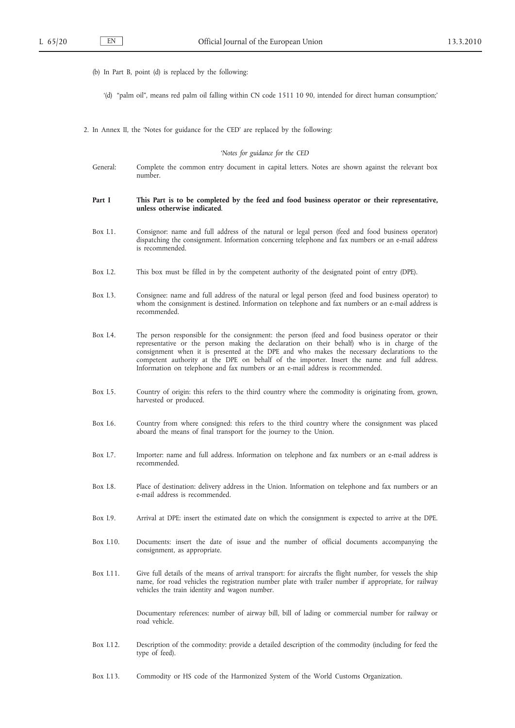(b) In Part B, point (d) is replaced by the following:

'(d) "palm oil", means red palm oil falling within CN code 1511 10 90, intended for direct human consumption;'

2. In Annex II, the 'Notes for guidance for the CED' are replaced by the following:

*'Notes for guidance for the CED*

General: Complete the common entry document in capital letters. Notes are shown against the relevant box number.

**Part I This Part is to be completed by the feed and food business operator or their representative, unless otherwise indicated.**

Box I.1. Consignor: name and full address of the natural or legal person (feed and food business operator) dispatching the consignment. Information concerning telephone and fax numbers or an e-mail address is recommended.

Box I.2. This box must be filled in by the competent authority of the designated point of entry (DPE).

Box I.3. Consignee: name and full address of the natural or legal person (feed and food business operator) to whom the consignment is destined. Information on telephone and fax numbers or an e-mail address is recommended.

Box I.4. The person responsible for the consignment: the person (feed and food business operator or their representative or the person making the declaration on their behalf) who is in charge of the consignment when it is presented at the DPE and who makes the necessary declarations to the competent authority at the DPE on behalf of the importer. Insert the name and full address. Information on telephone and fax numbers or an e-mail address is recommended.

Box I.5. Country of origin: this refers to the third country where the commodity is originating from, grown, harvested or produced.

Box I.6. Country from where consigned: this refers to the third country where the consignment was placed aboard the means of final transport for the journey to the Union.

Box I.7. Importer: name and full address. Information on telephone and fax numbers or an e-mail address is recommended.

Box I.8. Place of destination: delivery address in the Union. Information on telephone and fax numbers or an e-mail address is recommended.

Box I.9. Arrival at DPE: insert the estimated date on which the consignment is expected to arrive at the DPE.

Box I.10. Documents: insert the date of issue and the number of official documents accompanying the consignment, as appropriate.

Box I.11. Give full details of the means of arrival transport: for aircrafts the flight number, for vessels the ship name, for road vehicles the registration number plate with trailer number if appropriate, for railway vehicles the train identity and wagon number.

Documentary references: number of airway bill, bill of lading or commercial number for railway or road vehicle.

Box I.12. Description of the commodity: provide a detailed description of the commodity (including for feed the type of feed).

Box I.13. Commodity or HS code of the Harmonized System of the World Customs Organization.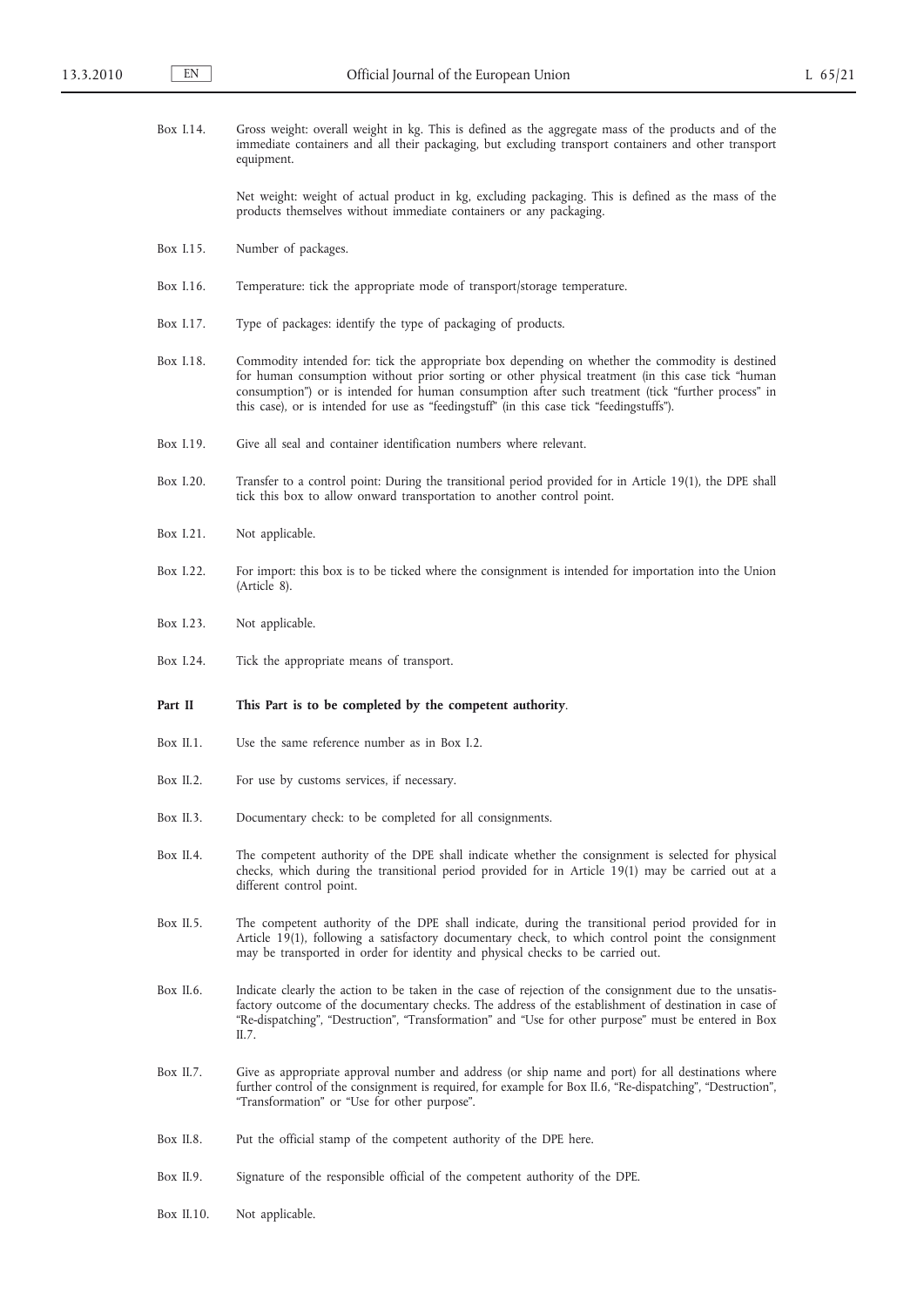Box I.14. Gross weight: overall weight in kg. This is defined as the aggregate mass of the products and of the immediate containers and all their packaging, but excluding transport containers and other transport equipment.

Net weight: weight of actual product in kg, excluding packaging. This is defined as the mass of the products themselves without immediate containers or any packaging.

Box I.15. Number of packages.

Box I.16. Temperature: tick the appropriate mode of transport/storage temperature.

Box I.17. Type of packages: identify the type of packaging of products.

Box I.18. Commodity intended for: tick the appropriate box depending on whether the commodity is destined for human consumption without prior sorting or other physical treatment (in this case tick "human consumption") or is intended for human consumption after such treatment (tick "further process" in this case), or is intended for use as "feedingstuff" (in this case tick "feedingstuffs").

Box I.19. Give all seal and container identification numbers where relevant.

Box I.20. Transfer to a control point: During the transitional period provided for in Article 19(1), the DPE shall tick this box to allow onward transportation to another control point.

Box I.21. Not applicable.

Box I.22. For import: this box is to be ticked where the consignment is intended for importation into the Union (Article 8).

Box I.23. Not applicable.

Box I.24. Tick the appropriate means of transport.

**Part II This Part is to be completed by the competent authority**.

Box II.1. Use the same reference number as in Box I.2.

Box II.2. For use by customs services, if necessary.

Box II.3. Documentary check: to be completed for all consignments.

Box II.4. The competent authority of the DPE shall indicate whether the consignment is selected for physical checks, which during the transitional period provided for in Article 19(1) may be carried out at a different control point.

Box II.5. The competent authority of the DPE shall indicate, during the transitional period provided for in Article 19(1), following a satisfactory documentary check, to which control point the consignment may be transported in order for identity and physical checks to be carried out.

Box II.6. Indicate clearly the action to be taken in the case of rejection of the consignment due to the unsatisfactory outcome of the documentary checks. The address of the establishment of destination in case of "Re-dispatching", "Destruction", "Transformation" and "Use for other purpose" must be entered in Box II.7.

Box II.7. Give as appropriate approval number and address (or ship name and port) for all destinations where further control of the consignment is required, for example for Box II.6, "Re-dispatching", "Destruction", "Transformation" or "Use for other purpose".

Box II.8. Put the official stamp of the competent authority of the DPE here.

Box II.9. Signature of the responsible official of the competent authority of the DPE.

Box II.10. Not applicable.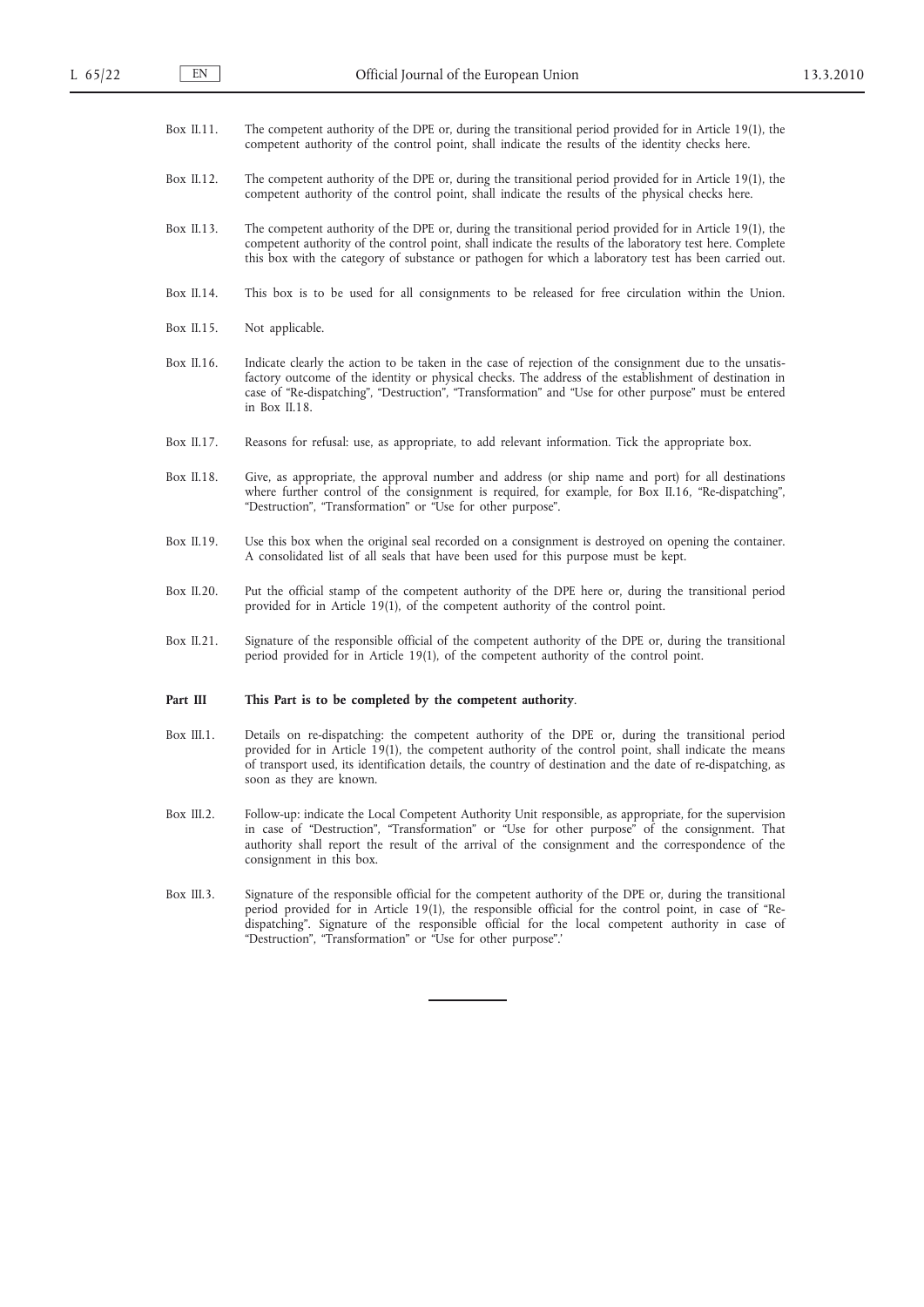Box II.11. The competent authority of the DPE or, during the transitional period provided for in Article 19(1), the competent authority of the control point, shall indicate the results of the identity checks here.

Box II.12. The competent authority of the DPE or, during the transitional period provided for in Article 19(1), the competent authority of the control point, shall indicate the results of the physical checks here.

Box II.13. The competent authority of the DPE or, during the transitional period provided for in Article 19(1), the competent authority of the control point, shall indicate the results of the laboratory test here. Complete this box with the category of substance or pathogen for which a laboratory test has been carried out.

Box II.14. This box is to be used for all consignments to be released for free circulation within the Union.

Box II.15. Not applicable.

Box II.16. Indicate clearly the action to be taken in the case of rejection of the consignment due to the unsatisfactory outcome of the identity or physical checks. The address of the establishment of destination in case of "Re-dispatching", "Destruction", "Transformation" and "Use for other purpose" must be entered in Box II.18.

Box II.17. Reasons for refusal: use, as appropriate, to add relevant information. Tick the appropriate box.

Box II.18. Give, as appropriate, the approval number and address (or ship name and port) for all destinations where further control of the consignment is required, for example, for Box II.16, "Re-dispatching", "Destruction", "Transformation" or "Use for other purpose".

Box II.19. Use this box when the original seal recorded on a consignment is destroyed on opening the container. A consolidated list of all seals that have been used for this purpose must be kept.

Box II.20. Put the official stamp of the competent authority of the DPE here or, during the transitional period provided for in Article 19(1), of the competent authority of the control point.

Box II.21. Signature of the responsible official of the competent authority of the DPE or, during the transitional period provided for in Article 19(1), of the competent authority of the control point.

**Part III This Part is to be completed by the competent authority.**

Box III.1. Details on re-dispatching: the competent authority of the DPE or, during the transitional period provided for in Article 19(1), the competent authority of the control point, shall indicate the means of transport used, its identification details, the country of destination and the date of re-dispatching, as soon as they are known.

Box III.2. Follow-up: indicate the Local Competent Authority Unit responsible, as appropriate, for the supervision in case of "Destruction", "Transformation" or "Use for other purpose" of the consignment. That authority shall report the result of the arrival of the consignment and the correspondence of the consignment in this box.

Box III.3. Signature of the responsible official for the competent authority of the DPE or, during the transitional period provided for in Article 19(1), the responsible official for the control point, in case of "Re-dispatching". Signature of the responsible official for the local competent authority in case of "Destruction", "Transformation" or "Use for other purpose".'